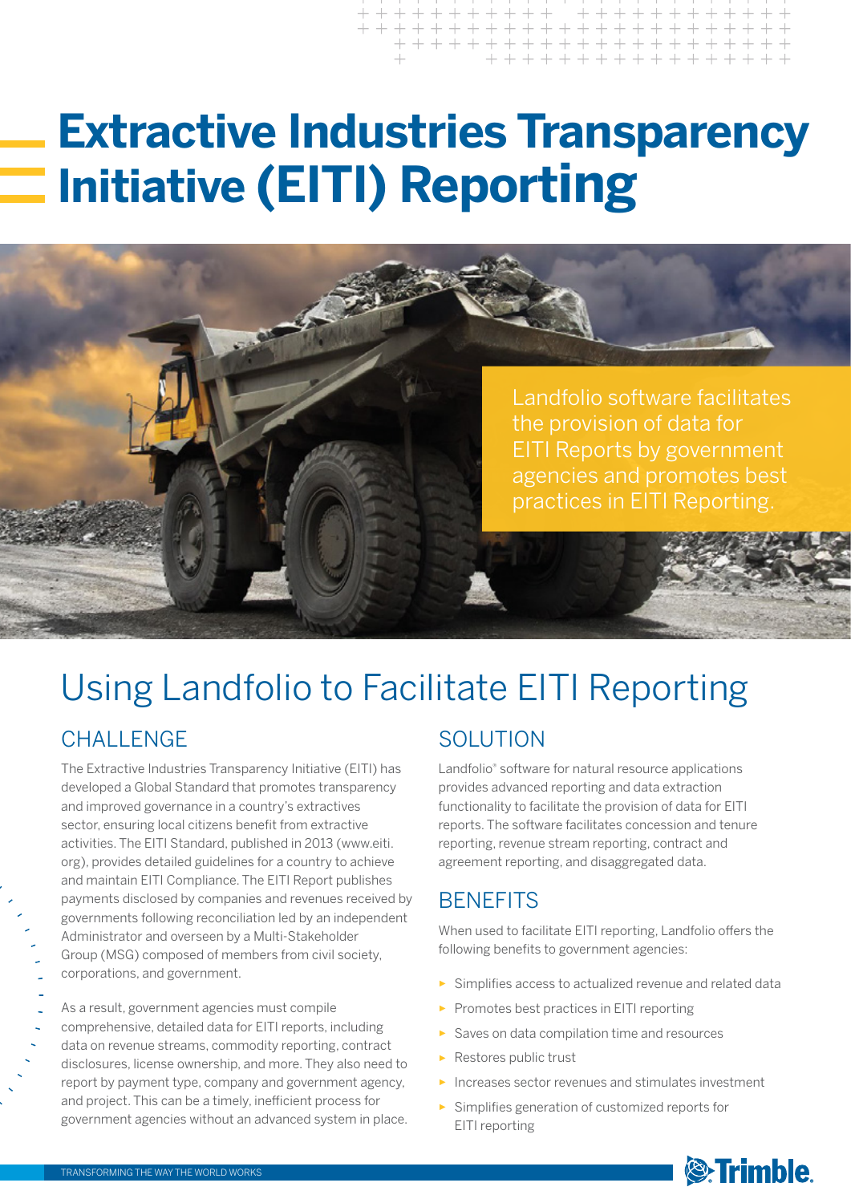# Extractive Industries Transparency Initiative (EITI) Reporting

Landfolio software facilitates the provision of data for EITI Reports by government agencies and promotes best practices in EITI Reporting.

## Using Landfolio to Facilitate EITI Reporting

### CHALLENGE

The Extractive Industries Transparency Initiative (EITI) has developed a Global Standard that promotes transparency and improved governance in a country's extractives sector, ensuring local citizens benefit from extractive activities. The EITI Standard, published in 2013 (www.eiti.org), provides detailed guidelines for a country to achieve and maintain EITI Compliance. The EITI Report publishes payments disclosed by companies and revenues received by governments following reconciliation led by an independent Administrator and overseen by a Multi-Stakeholder Group (MSG) composed of members from civil society, corporations, and government.

As a result, government agencies must compile comprehensive, detailed data for EITI reports, including data on revenue streams, commodity reporting, contract disclosures, license ownership, and more. They also need to report by payment type, company and government agency, and project. This can be a timely, inefficient process for government agencies without an advanced system in place.

### SOLUTION

Landfolio® software for natural resource applications provides advanced reporting and data extraction functionality to facilitate the provision of data for EITI reports. The software facilitates concession and tenure reporting, revenue stream reporting, contract and agreement reporting, and disaggregated data.

### BENEFITS

When used to facilitate EITI reporting, Landfolio offers the following benefits to government agencies:

- Simplifies access to actualized revenue and related data
- Promotes best practices in EITI reporting
- Saves on data compilation time and resources
- Restores public trust
- Increases sector revenues and stimulates investment
- Simplifies generation of customized reports for EITI reporting

TRANSFORMING THE WAY THE WORLD WORKS

Trimble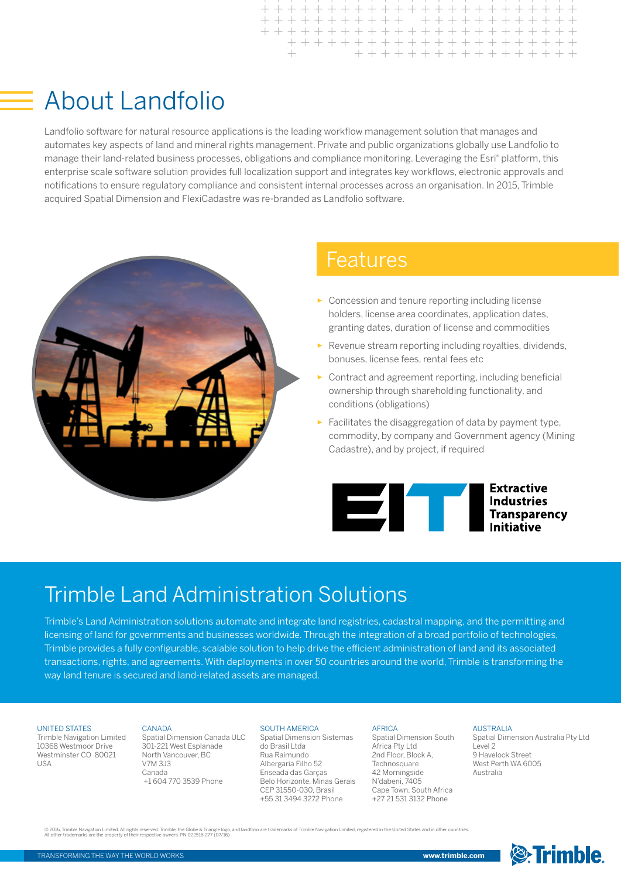# About Landfolio

Landfolio software for natural resource applications is the leading workflow management solution that manages and automates key aspects of land and mineral rights management. Private and public organizations globally use Landfolio to manage their land-related business processes, obligations and compliance monitoring. Leveraging the Esri® platform, this enterprise scale software solution provides full localization support and integrates key workflows, electronic approvals and notifications to ensure regulatory compliance and consistent internal processes across an organisation. In 2015, Trimble acquired Spatial Dimension and FlexiCadastre was re-branded as Landfolio software.

## Features

- Concession and tenure reporting including license holders, license area coordinates, application dates, granting dates, duration of license and commodities
- Revenue stream reporting including royalties, dividends, bonuses, license fees, rental fees etc
- Contract and agreement reporting, including beneficial ownership through shareholding functionality, and conditions (obligations)
- Facilitates the disaggregation of data by payment type, commodity, by company and Government agency (Mining Cadastre), and by project, if required

EITI Extractive Industries Transparency Initiative

## Trimble Land Administration Solutions

Trimble's Land Administration solutions automate and integrate land registries, cadastral mapping, and the permitting and licensing of land for governments and businesses worldwide. Through the integration of a broad portfolio of technologies, Trimble provides a fully configurable, scalable solution to help drive the efficient administration of land and its associated transactions, rights, and agreements. With deployments in over 50 countries around the world, Trimble is transforming the way land tenure is secured and land-related assets are managed.

UNITED STATES
Trimble Navigation Limited
10368 Westmoor Drive
Westminster CO 80021
USA

CANADA
Spatial Dimension Canada ULC
301-221 West Esplanade
North Vancouver, BC
V7M 3J3
Canada
+1 604 770 3539 Phone

SOUTH AMERICA
Spatial Dimension Sistemas do Brasil Ltda
Rua Raimundo
Albergaria Filho 52
Enseada das Garças
Belo Horizonte, Minas Gerais
CEP 31550-030, Brasil
+55 31 3494 3272 Phone

AFRICA
Spatial Dimension South Africa Pty Ltd
2nd Floor, Block A,
Technosquare
42 Morningside
N'dabeni, 7405
Cape Town, South Africa
+27 21 531 3132 Phone

AUSTRALIA
Spatial Dimension Australia Pty Ltd
Level 2
9 Havelock Street
West Perth WA 6005
Australia

© 2016, Trimble Navigation Limited. All rights reserved. Trimble, the Globe & Triangle logo, and landfolio are trademarks of Trimble Navigation Limited, registered in the United States and in other countries. All other trademarks are the property of their respective owners. PN 022516-277 (07/16)

TRANSFORMING THE WAY THE WORLD WORKS

www.trimble.com

Trimble